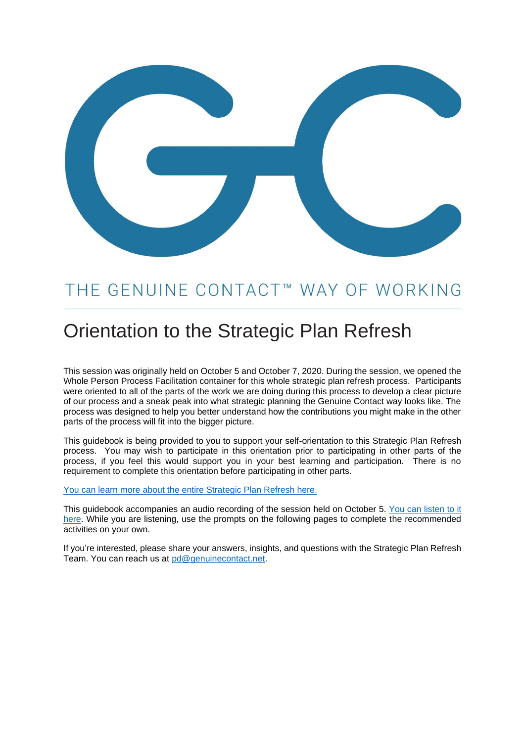THE GENUINE CONTACT™ WAY OF WORKING

# Orientation to the Strategic Plan Refresh

This session was originally held on October 5 and October 7, 2020. During the session, we opened the Whole Person Process Facilitation container for this whole strategic plan refresh process. Participants were oriented to all of the parts of the work we are doing during this process to develop a clear picture of our process and a sneak peak into what strategic planning the Genuine Contact way looks like. The process was designed to help you better understand how the contributions you might make in the other parts of the process will fit into the bigger picture.

This guidebook is being provided to you to support your self-orientation to this Strategic Plan Refresh process. You may wish to participate in this orientation prior to participating in other parts of the process, if you feel this would support you in your best learning and participation. There is no requirement to complete this orientation before participating in other parts.

You can learn more about the entire Strategic Plan Refresh here.

This guidebook accompanies an audio recording of the session held on October 5. You can listen to it here. While you are listening, use the prompts on the following pages to complete the recommended activities on your own.

If you're interested, please share your answers, insights, and questions with the Strategic Plan Refresh Team. You can reach us at pd@genuinecontact.net.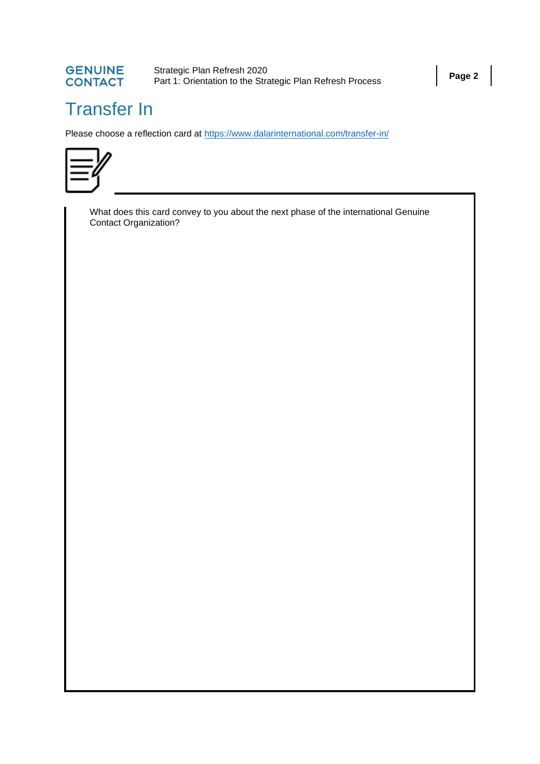# Transfer In

Please choose a reflection card at [https://www.dalarinternational.com/transfer-in/](https://www.dalarinternational.com/transfer-in/)

What does this card convey to you about the next phase of the international Genuine Contact Organization?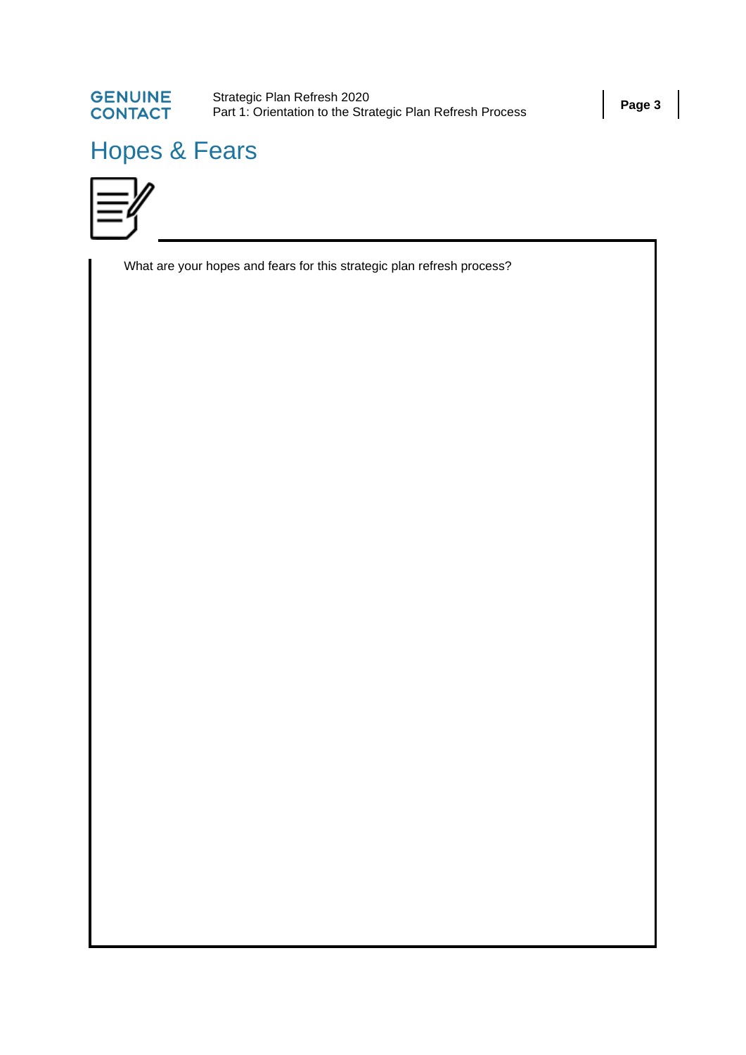# Hopes & Fears

What are your hopes and fears for this strategic plan refresh process?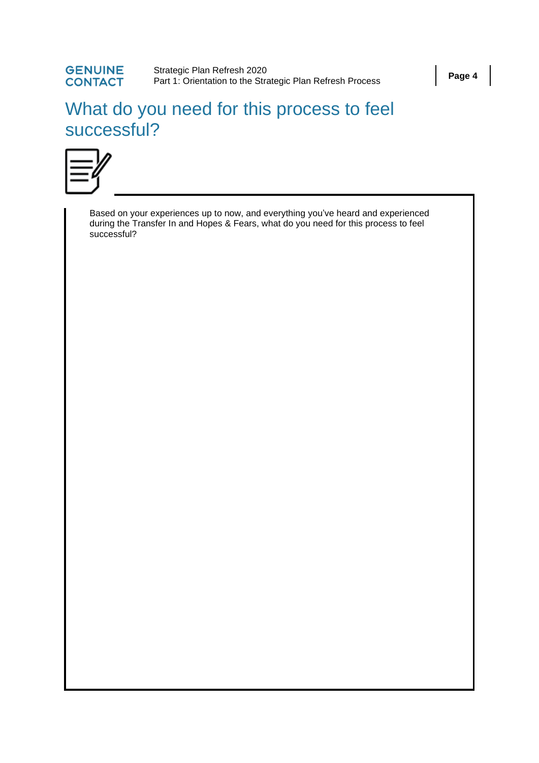# What do you need for this process to feel successful?

Based on your experiences up to now, and everything you've heard and experienced during the Transfer In and Hopes & Fears, what do you need for this process to feel successful?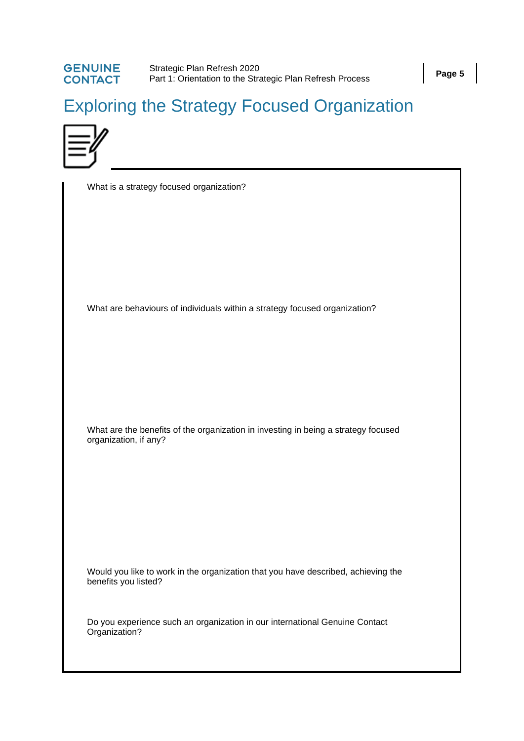# Exploring the Strategy Focused Organization

What is a strategy focused organization?

What are behaviours of individuals within a strategy focused organization?

What are the benefits of the organization in investing in being a strategy focused organization, if any?

Would you like to work in the organization that you have described, achieving the benefits you listed?

Do you experience such an organization in our international Genuine Contact Organization?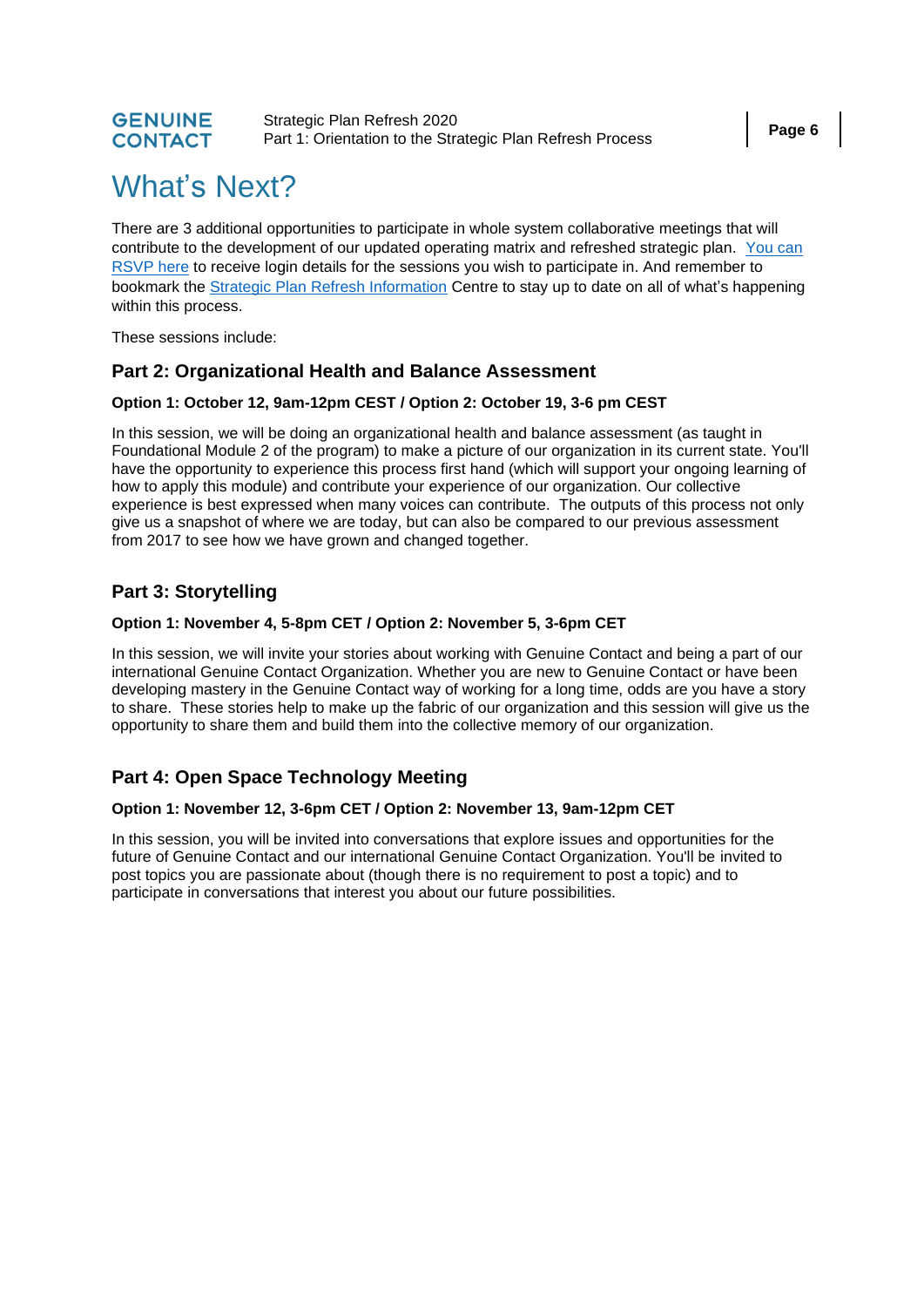# What's Next?

There are 3 additional opportunities to participate in whole system collaborative meetings that will contribute to the development of our updated operating matrix and refreshed strategic plan. You can RSVP here to receive login details for the sessions you wish to participate in. And remember to bookmark the Strategic Plan Refresh Information Centre to stay up to date on all of what's happening within this process.

These sessions include:

### Part 2: Organizational Health and Balance Assessment

**Option 1: October 12, 9am-12pm CEST / Option 2: October 19, 3-6 pm CEST**

In this session, we will be doing an organizational health and balance assessment (as taught in Foundational Module 2 of the program) to make a picture of our organization in its current state. You'll have the opportunity to experience this process first hand (which will support your ongoing learning of how to apply this module) and contribute your experience of our organization. Our collective experience is best expressed when many voices can contribute. The outputs of this process not only give us a snapshot of where we are today, but can also be compared to our previous assessment from 2017 to see how we have grown and changed together.

### Part 3: Storytelling

**Option 1: November 4, 5-8pm CET / Option 2: November 5, 3-6pm CET**

In this session, we will invite your stories about working with Genuine Contact and being a part of our international Genuine Contact Organization. Whether you are new to Genuine Contact or have been developing mastery in the Genuine Contact way of working for a long time, odds are you have a story to share. These stories help to make up the fabric of our organization and this session will give us the opportunity to share them and build them into the collective memory of our organization.

### Part 4: Open Space Technology Meeting

**Option 1: November 12, 3-6pm CET / Option 2: November 13, 9am-12pm CET**

In this session, you will be invited into conversations that explore issues and opportunities for the future of Genuine Contact and our international Genuine Contact Organization. You'll be invited to post topics you are passionate about (though there is no requirement to post a topic) and to participate in conversations that interest you about our future possibilities.